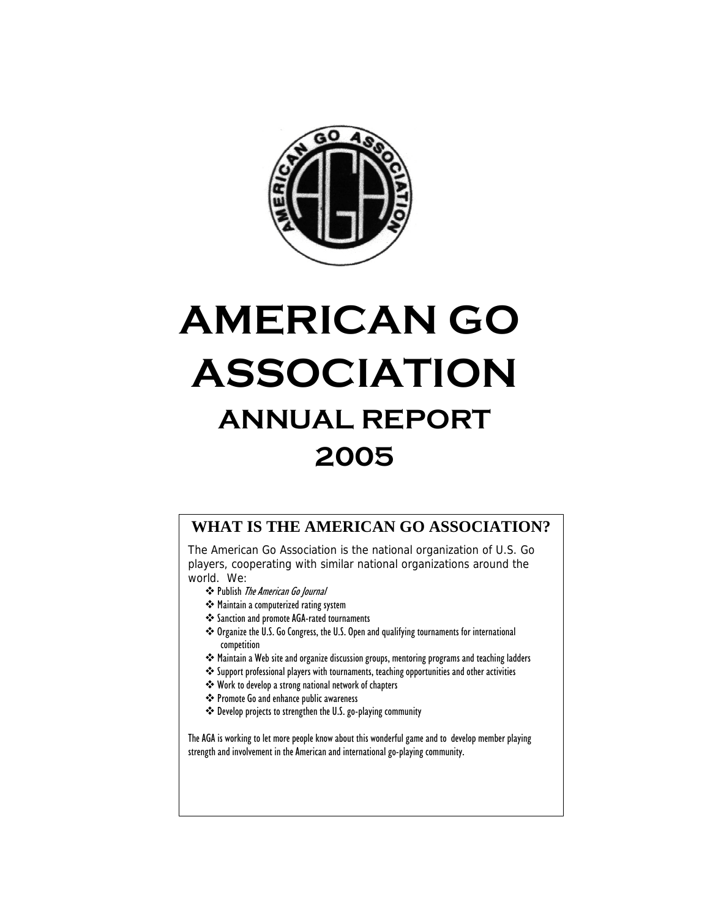# AMERICAN GO ASSOCIATION

## ANNUAL REPORT 2005

### WHAT IS THE AMERICAN GO ASSOCIATION?

The American Go Association is the national organization of U.S. Go players, cooperating with similar national organizations around the world. We:

- Publish *The American Go Journal*
- Maintain a computerized rating system
- Sanction and promote AGA-rated tournaments
- Organize the U.S. Go Congress, the U.S. Open and qualifying tournaments for international competition
- Maintain a Web site and organize discussion groups, mentoring programs and teaching ladders
- Support professional players with tournaments, teaching opportunities and other activities
- Work to develop a strong national network of chapters
- Promote Go and enhance public awareness
- Develop projects to strengthen the U.S. go-playing community

The AGA is working to let more people know about this wonderful game and to develop member playing strength and involvement in the American and international go-playing community.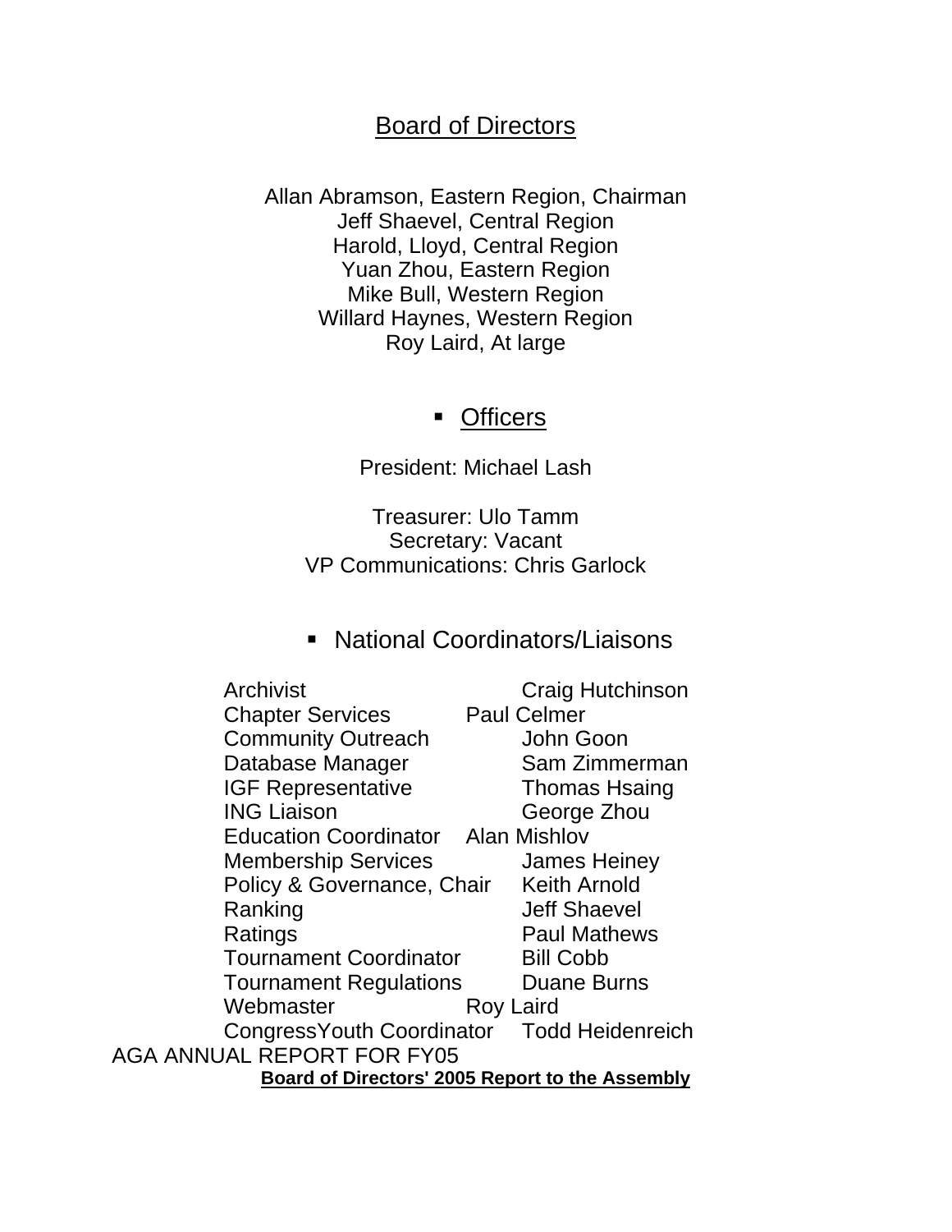## Board of Directors

Allan Abramson, Eastern Region, Chairman
Jeff Shaevel, Central Region
Harold, Lloyd, Central Region
Yuan Zhou, Eastern Region
Mike Bull, Western Region
Willard Haynes, Western Region
Roy Laird, At large

- ## Officers

President: Michael Lash

Treasurer: Ulo Tamm
Secretary: Vacant
VP Communications: Chris Garlock

- ## National Coordinators/Liaisons

| | |
|---|---|
| Archivist | Craig Hutchinson |
| Chapter Services | Paul Celmer |
| Community Outreach | John Goon |
| Database Manager | Sam Zimmerman |
| IGF Representative | Thomas Hsaing |
| ING Liaison | George Zhou |
| Education Coordinator | Alan Mishlov |
| Membership Services | James Heiney |
| Policy & Governance, Chair | Keith Arnold |
| Ranking | Jeff Shaevel |
| Ratings | Paul Mathews |
| Tournament Coordinator | Bill Cobb |
| Tournament Regulations | Duane Burns |
| Webmaster | Roy Laird |
| CongressYouth Coordinator | Todd Heidenreich |

AGA ANNUAL REPORT FOR FY05

**Board of Directors' 2005 Report to the Assembly**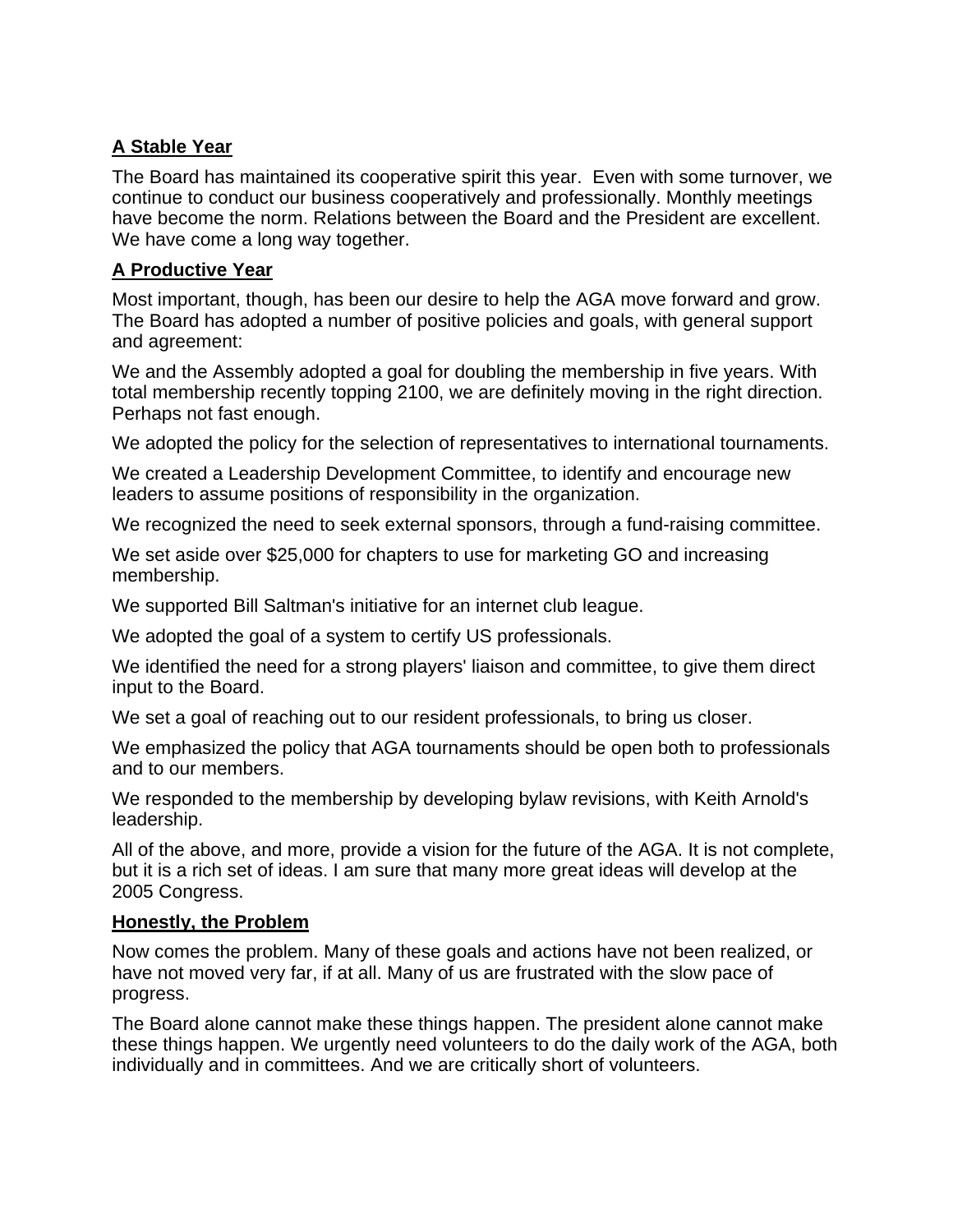**A Stable Year**

The Board has maintained its cooperative spirit this year. Even with some turnover, we continue to conduct our business cooperatively and professionally. Monthly meetings have become the norm. Relations between the Board and the President are excellent. We have come a long way together.

**A Productive Year**

Most important, though, has been our desire to help the AGA move forward and grow. The Board has adopted a number of positive policies and goals, with general support and agreement:

We and the Assembly adopted a goal for doubling the membership in five years. With total membership recently topping 2100, we are definitely moving in the right direction. Perhaps not fast enough.

We adopted the policy for the selection of representatives to international tournaments.

We created a Leadership Development Committee, to identify and encourage new leaders to assume positions of responsibility in the organization.

We recognized the need to seek external sponsors, through a fund-raising committee.

We set aside over $25,000 for chapters to use for marketing GO and increasing membership.

We supported Bill Saltman's initiative for an internet club league.

We adopted the goal of a system to certify US professionals.

We identified the need for a strong players' liaison and committee, to give them direct input to the Board.

We set a goal of reaching out to our resident professionals, to bring us closer.

We emphasized the policy that AGA tournaments should be open both to professionals and to our members.

We responded to the membership by developing bylaw revisions, with Keith Arnold's leadership.

All of the above, and more, provide a vision for the future of the AGA. It is not complete, but it is a rich set of ideas. I am sure that many more great ideas will develop at the 2005 Congress.

**Honestly, the Problem**

Now comes the problem. Many of these goals and actions have not been realized, or have not moved very far, if at all. Many of us are frustrated with the slow pace of progress.

The Board alone cannot make these things happen. The president alone cannot make these things happen. We urgently need volunteers to do the daily work of the AGA, both individually and in committees. And we are critically short of volunteers.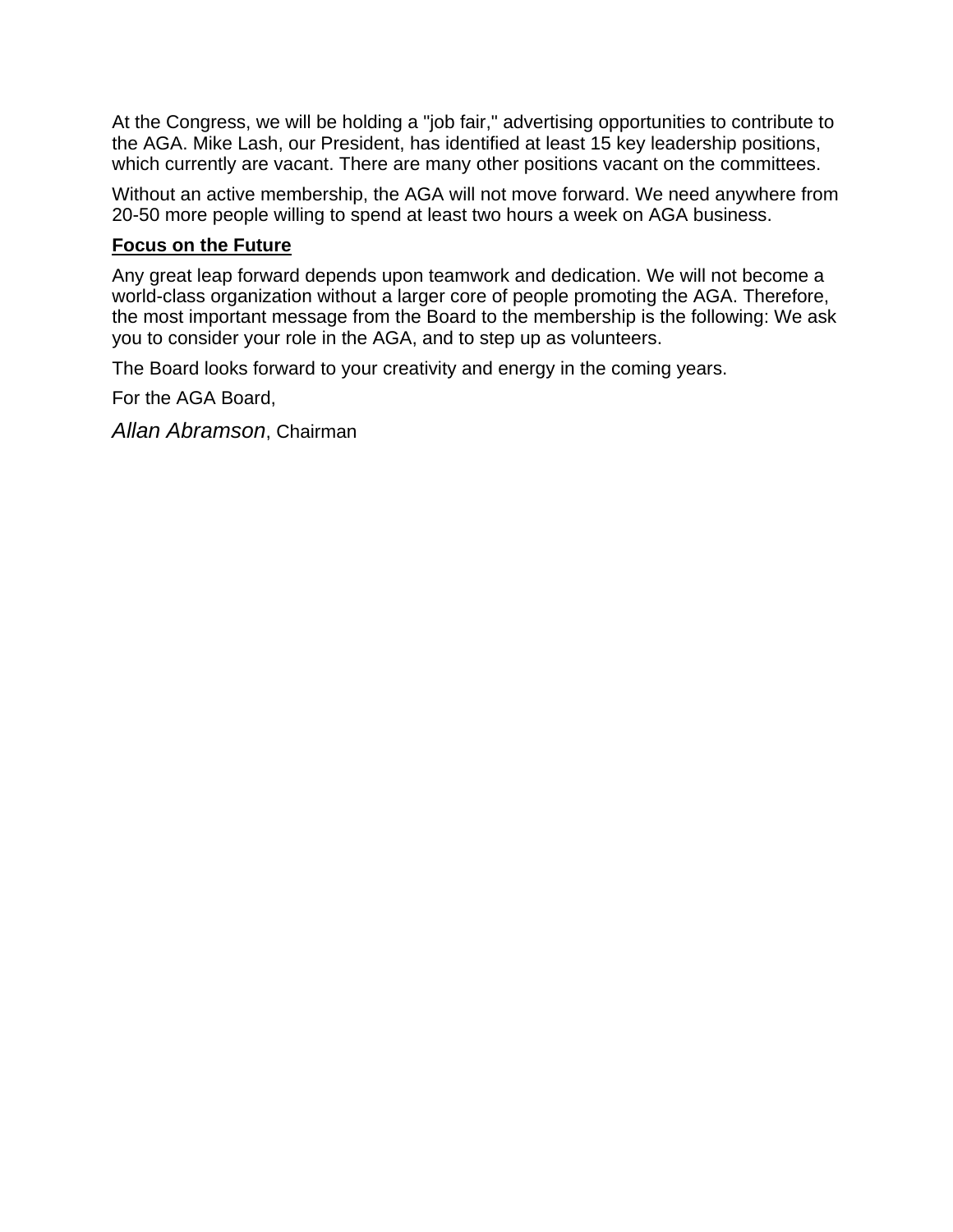At the Congress, we will be holding a "job fair," advertising opportunities to contribute to the AGA. Mike Lash, our President, has identified at least 15 key leadership positions, which currently are vacant. There are many other positions vacant on the committees.

Without an active membership, the AGA will not move forward. We need anywhere from 20-50 more people willing to spend at least two hours a week on AGA business.

**Focus on the Future**

Any great leap forward depends upon teamwork and dedication. We will not become a world-class organization without a larger core of people promoting the AGA. Therefore, the most important message from the Board to the membership is the following: We ask you to consider your role in the AGA, and to step up as volunteers.

The Board looks forward to your creativity and energy in the coming years.

For the AGA Board,

*Allan Abramson*, Chairman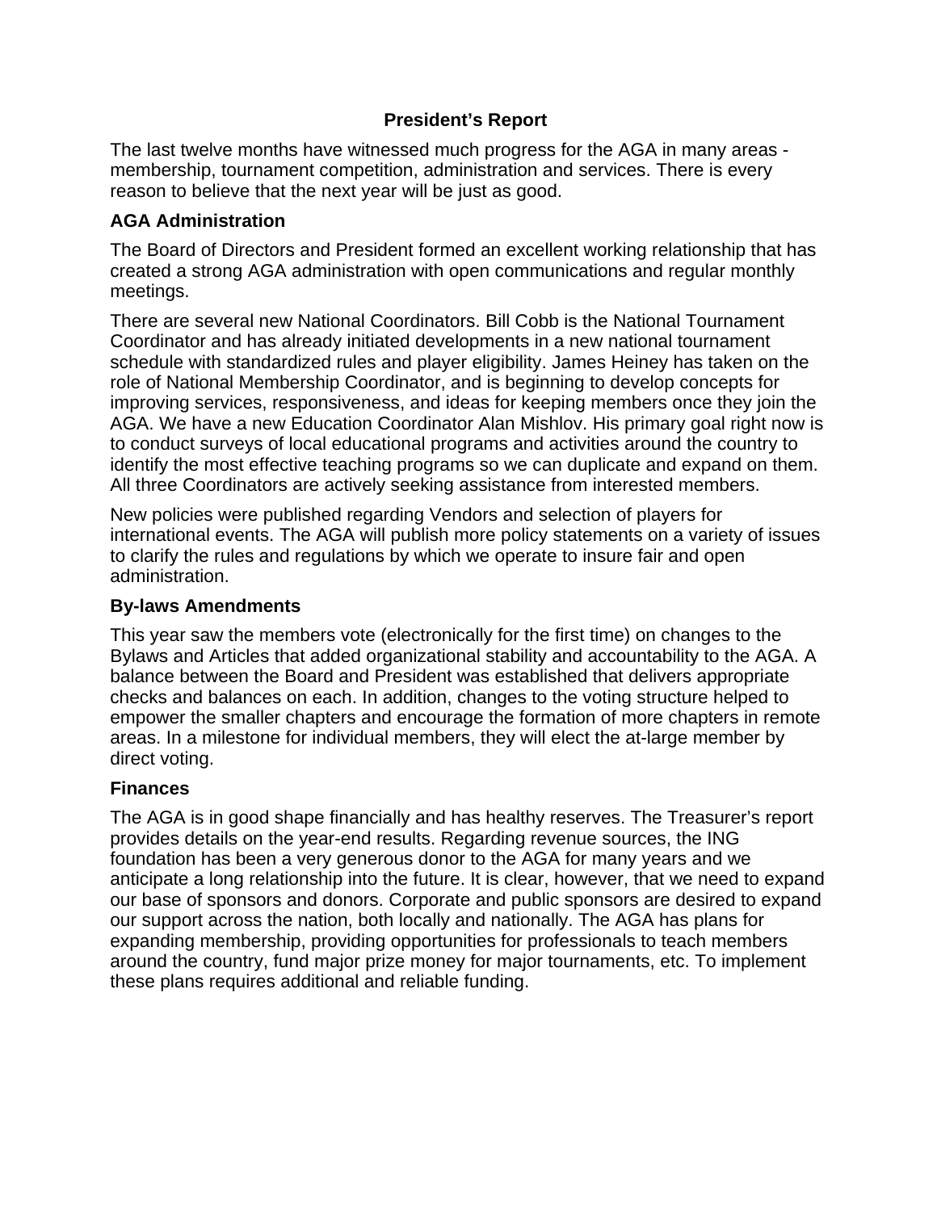## President's Report

The last twelve months have witnessed much progress for the AGA in many areas - membership, tournament competition, administration and services. There is every reason to believe that the next year will be just as good.

### AGA Administration

The Board of Directors and President formed an excellent working relationship that has created a strong AGA administration with open communications and regular monthly meetings.

There are several new National Coordinators. Bill Cobb is the National Tournament Coordinator and has already initiated developments in a new national tournament schedule with standardized rules and player eligibility. James Heiney has taken on the role of National Membership Coordinator, and is beginning to develop concepts for improving services, responsiveness, and ideas for keeping members once they join the AGA. We have a new Education Coordinator Alan Mishlov. His primary goal right now is to conduct surveys of local educational programs and activities around the country to identify the most effective teaching programs so we can duplicate and expand on them. All three Coordinators are actively seeking assistance from interested members.

New policies were published regarding Vendors and selection of players for international events. The AGA will publish more policy statements on a variety of issues to clarify the rules and regulations by which we operate to insure fair and open administration.

### By-laws Amendments

This year saw the members vote (electronically for the first time) on changes to the Bylaws and Articles that added organizational stability and accountability to the AGA. A balance between the Board and President was established that delivers appropriate checks and balances on each. In addition, changes to the voting structure helped to empower the smaller chapters and encourage the formation of more chapters in remote areas. In a milestone for individual members, they will elect the at-large member by direct voting.

### Finances

The AGA is in good shape financially and has healthy reserves. The Treasurer's report provides details on the year-end results. Regarding revenue sources, the ING foundation has been a very generous donor to the AGA for many years and we anticipate a long relationship into the future. It is clear, however, that we need to expand our base of sponsors and donors. Corporate and public sponsors are desired to expand our support across the nation, both locally and nationally. The AGA has plans for expanding membership, providing opportunities for professionals to teach members around the country, fund major prize money for major tournaments, etc. To implement these plans requires additional and reliable funding.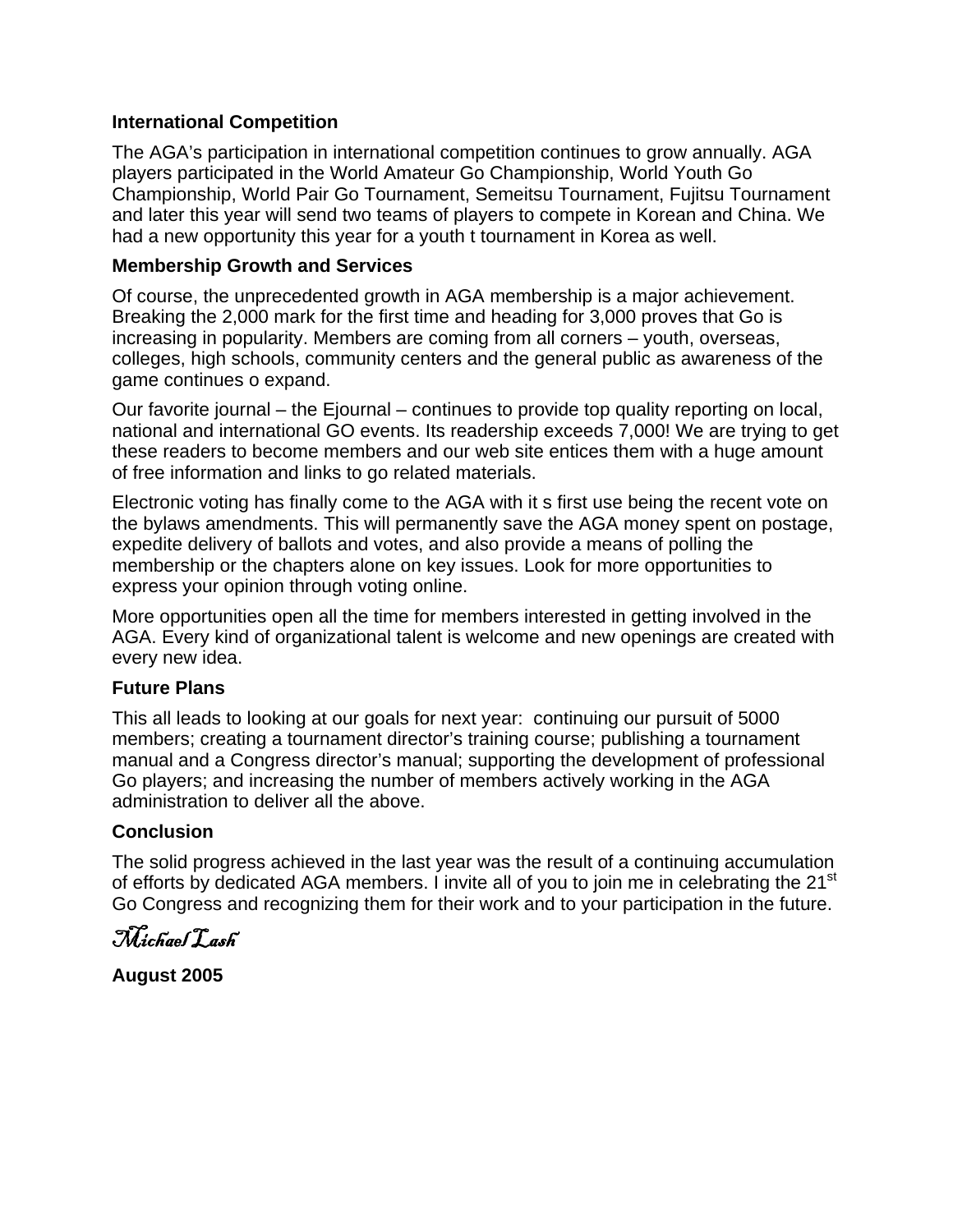**International Competition**

The AGA's participation in international competition continues to grow annually. AGA players participated in the World Amateur Go Championship, World Youth Go Championship, World Pair Go Tournament, Semeitsu Tournament, Fujitsu Tournament and later this year will send two teams of players to compete in Korean and China. We had a new opportunity this year for a youth t tournament in Korea as well.

**Membership Growth and Services**

Of course, the unprecedented growth in AGA membership is a major achievement. Breaking the 2,000 mark for the first time and heading for 3,000 proves that Go is increasing in popularity. Members are coming from all corners – youth, overseas, colleges, high schools, community centers and the general public as awareness of the game continues o expand.

Our favorite journal – the Ejournal – continues to provide top quality reporting on local, national and international GO events. Its readership exceeds 7,000! We are trying to get these readers to become members and our web site entices them with a huge amount of free information and links to go related materials.

Electronic voting has finally come to the AGA with it s first use being the recent vote on the bylaws amendments. This will permanently save the AGA money spent on postage, expedite delivery of ballots and votes, and also provide a means of polling the membership or the chapters alone on key issues. Look for more opportunities to express your opinion through voting online.

More opportunities open all the time for members interested in getting involved in the AGA. Every kind of organizational talent is welcome and new openings are created with every new idea.

**Future Plans**

This all leads to looking at our goals for next year: continuing our pursuit of 5000 members; creating a tournament director's training course; publishing a tournament manual and a Congress director's manual; supporting the development of professional Go players; and increasing the number of members actively working in the AGA administration to deliver all the above.

**Conclusion**

The solid progress achieved in the last year was the result of a continuing accumulation of efforts by dedicated AGA members. I invite all of you to join me in celebrating the 21st Go Congress and recognizing them for their work and to your participation in the future.

*Michael Lash*

**August 2005**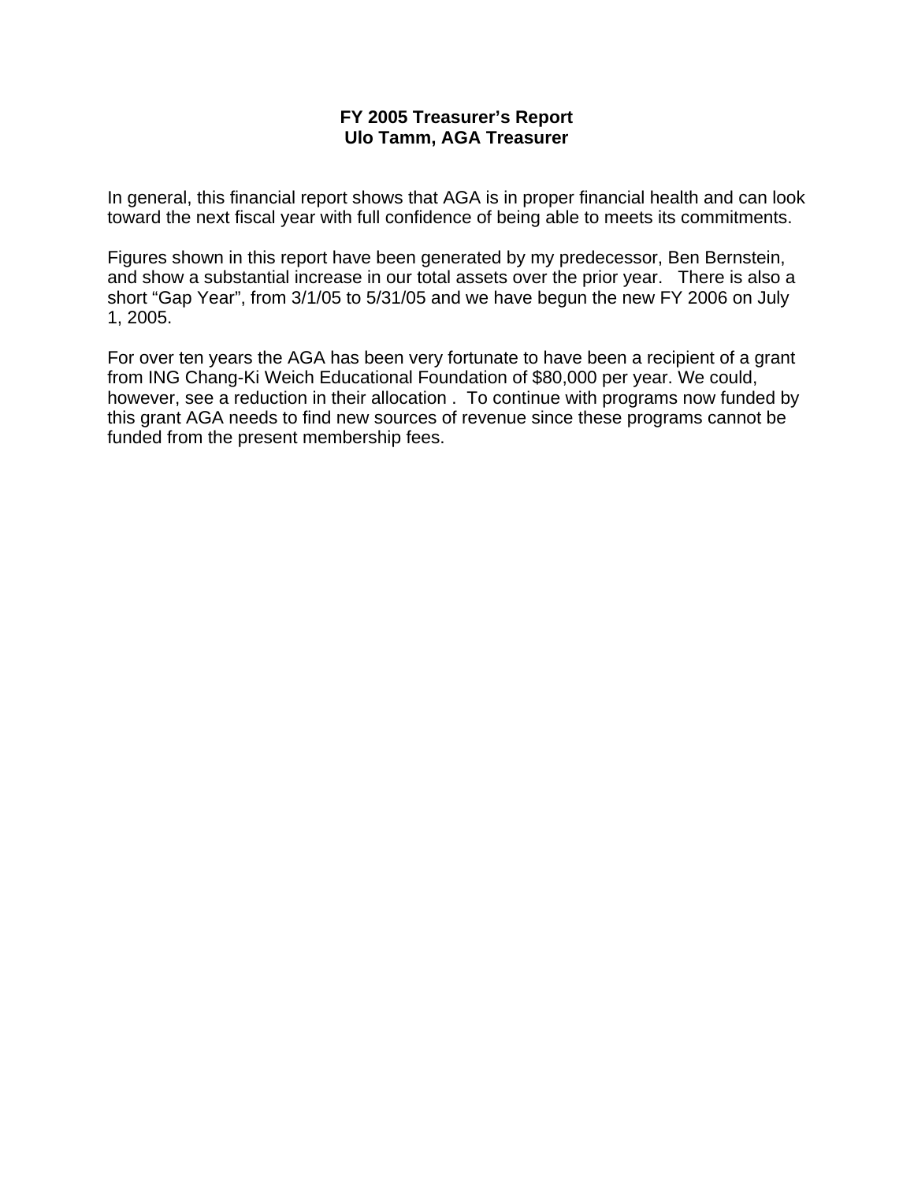**FY 2005 Treasurer's Report**
**Ulo Tamm, AGA Treasurer**

In general, this financial report shows that AGA is in proper financial health and can look toward the next fiscal year with full confidence of being able to meets its commitments.

Figures shown in this report have been generated by my predecessor, Ben Bernstein, and show a substantial increase in our total assets over the prior year. There is also a short "Gap Year", from 3/1/05 to 5/31/05 and we have begun the new FY 2006 on July 1, 2005.

For over ten years the AGA has been very fortunate to have been a recipient of a grant from ING Chang-Ki Weich Educational Foundation of $80,000 per year. We could, however, see a reduction in their allocation . To continue with programs now funded by this grant AGA needs to find new sources of revenue since these programs cannot be funded from the present membership fees.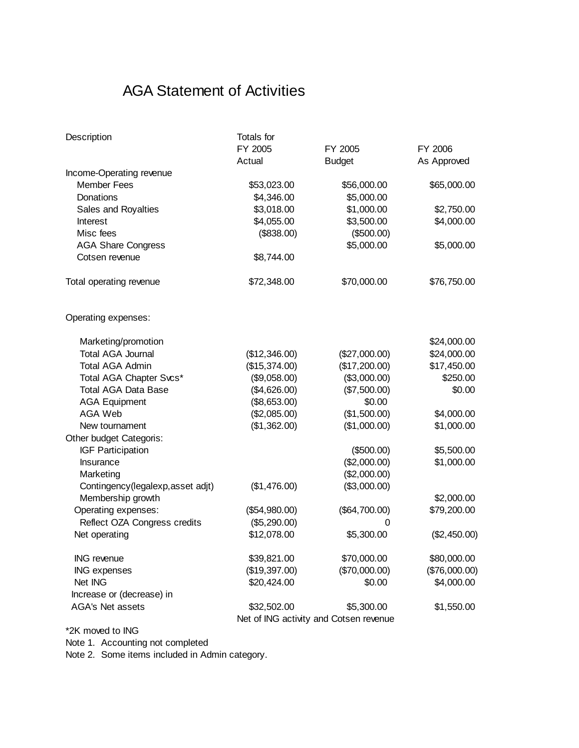# AGA Statement of Activities

| Description | Totals for FY 2005 Actual | FY 2005 Budget | FY 2006 As Approved |
|---|---|---|---|
| Income-Operating revenue | | | |
| Member Fees | $53,023.00 | $56,000.00 | $65,000.00 |
| Donations | $4,346.00 | $5,000.00 | |
| Sales and Royalties | $3,018.00 | $1,000.00 | $2,750.00 |
| Interest | $4,055.00 | $3,500.00 | $4,000.00 |
| Misc fees | ($838.00) | ($500.00) | |
| AGA Share Congress | | $5,000.00 | $5,000.00 |
| Cotsen revenue | $8,744.00 | | |
| Total operating revenue | $72,348.00 | $70,000.00 | $76,750.00 |
| Operating expenses: | | | |
| Marketing/promotion | | | $24,000.00 |
| Total AGA Journal | ($12,346.00) | ($27,000.00) | $24,000.00 |
| Total AGA Admin | ($15,374.00) | ($17,200.00) | $17,450.00 |
| Total AGA Chapter Svcs* | ($9,058.00) | ($3,000.00) | $250.00 |
| Total AGA Data Base | ($4,626.00) | ($7,500.00) | $0.00 |
| AGA Equipment | ($8,653.00) | $0.00 | |
| AGA Web | ($2,085.00) | ($1,500.00) | $4,000.00 |
| New tournament | ($1,362.00) | ($1,000.00) | $1,000.00 |
| Other budget Categoris: | | | |
| IGF Participation | | ($500.00) | $5,500.00 |
| Insurance | | ($2,000.00) | $1,000.00 |
| Marketing | | ($2,000.00) | |
| Contingency(legalexp,asset adjt) | ($1,476.00) | ($3,000.00) | |
| Membership growth | | | $2,000.00 |
| Operating expenses: | ($54,980.00) | ($64,700.00) | $79,200.00 |
| Reflect OZA Congress credits | ($5,290.00) | 0 | |
| Net operating | $12,078.00 | $5,300.00 | ($2,450.00) |
| ING revenue | $39,821.00 | $70,000.00 | $80,000.00 |
| ING expenses | ($19,397.00) | ($70,000.00) | ($76,000.00) |
| Net ING | $20,424.00 | $0.00 | $4,000.00 |
| Increase or (decrease) in AGA's Net assets | $32,502.00 | $5,300.00 | $1,550.00 |
| | Net of ING activity and Cotsen revenue | | |

*2K moved to ING

Note 1. Accounting not completed

Note 2. Some items included in Admin category.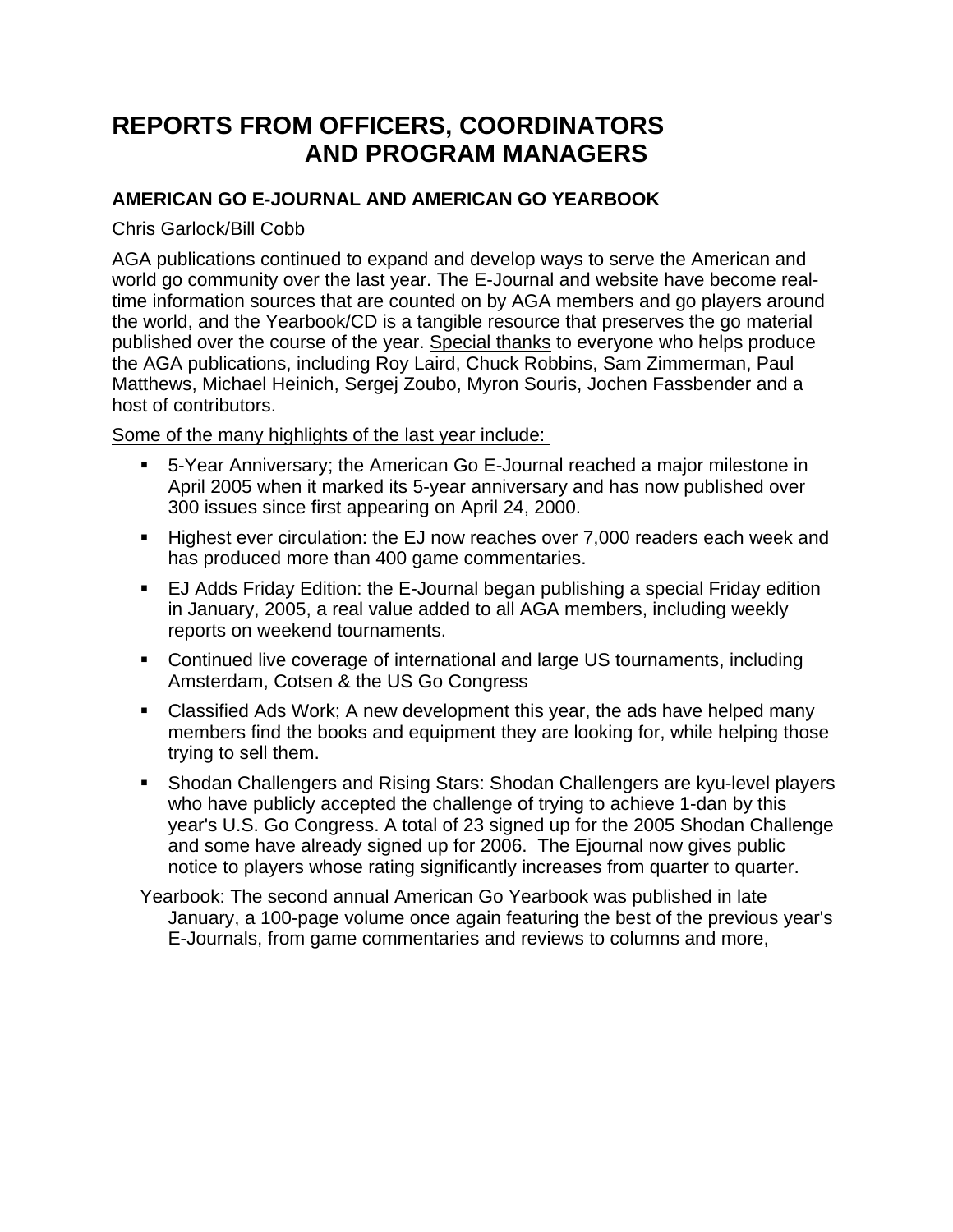# REPORTS FROM OFFICERS, COORDINATORS AND PROGRAM MANAGERS

### AMERICAN GO E-JOURNAL AND AMERICAN GO YEARBOOK

Chris Garlock/Bill Cobb

AGA publications continued to expand and develop ways to serve the American and world go community over the last year. The E-Journal and website have become real-time information sources that are counted on by AGA members and go players around the world, and the Yearbook/CD is a tangible resource that preserves the go material published over the course of the year. <u>Special thanks</u> to everyone who helps produce the AGA publications, including Roy Laird, Chuck Robbins, Sam Zimmerman, Paul Matthews, Michael Heinich, Sergej Zoubo, Myron Souris, Jochen Fassbender and a host of contributors.

<u>Some of the many highlights of the last year include:</u>

- 5-Year Anniversary; the American Go E-Journal reached a major milestone in April 2005 when it marked its 5-year anniversary and has now published over 300 issues since first appearing on April 24, 2000.
- Highest ever circulation: the EJ now reaches over 7,000 readers each week and has produced more than 400 game commentaries.
- EJ Adds Friday Edition: the E-Journal began publishing a special Friday edition in January, 2005, a real value added to all AGA members, including weekly reports on weekend tournaments.
- Continued live coverage of international and large US tournaments, including Amsterdam, Cotsen & the US Go Congress
- Classified Ads Work; A new development this year, the ads have helped many members find the books and equipment they are looking for, while helping those trying to sell them.
- Shodan Challengers and Rising Stars: Shodan Challengers are kyu-level players who have publicly accepted the challenge of trying to achieve 1-dan by this year's U.S. Go Congress. A total of 23 signed up for the 2005 Shodan Challenge and some have already signed up for 2006. The Ejournal now gives public notice to players whose rating significantly increases from quarter to quarter.

Yearbook: The second annual American Go Yearbook was published in late January, a 100-page volume once again featuring the best of the previous year's E-Journals, from game commentaries and reviews to columns and more,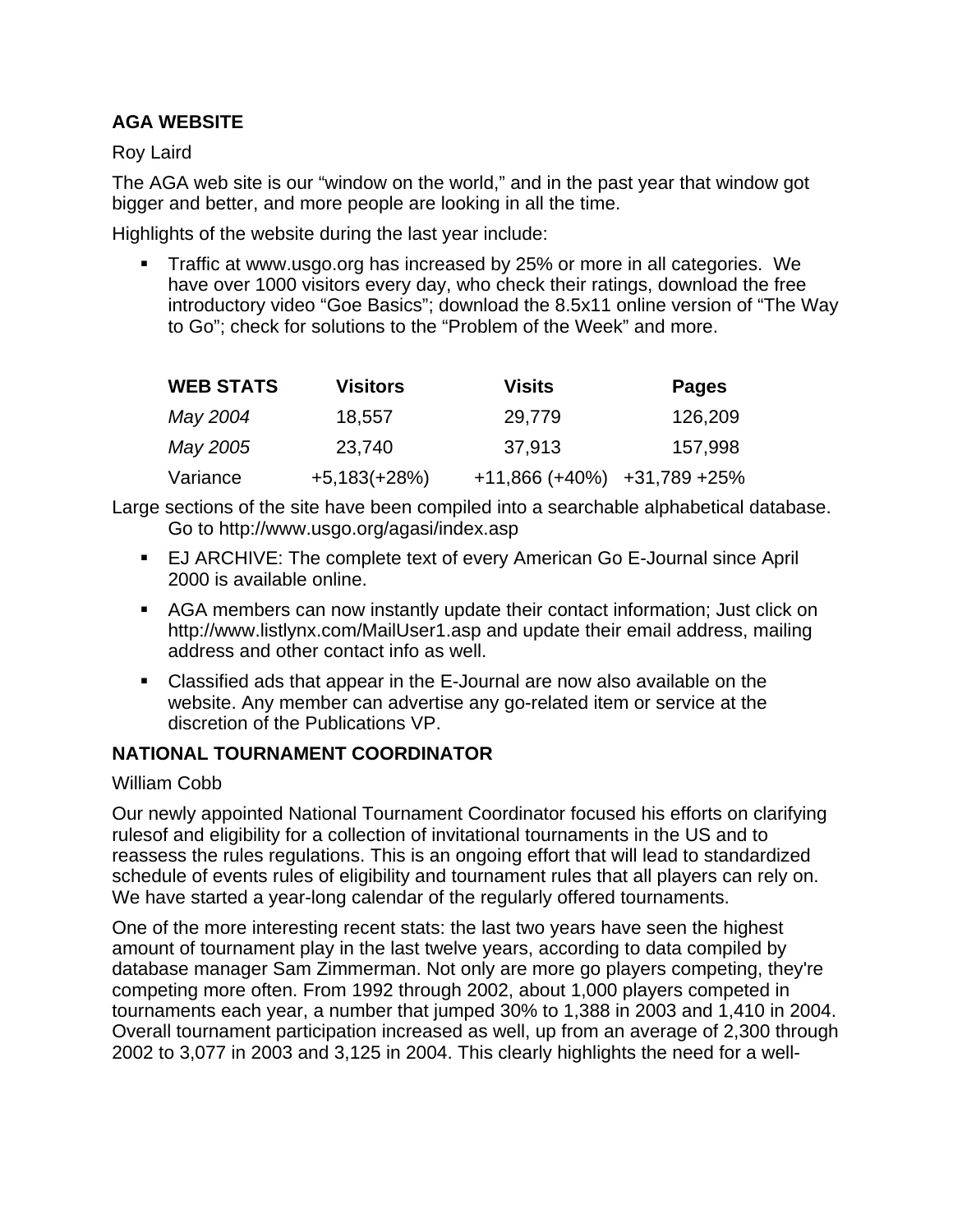### AGA WEBSITE

Roy Laird

The AGA web site is our "window on the world," and in the past year that window got bigger and better, and more people are looking in all the time.

Highlights of the website during the last year include:

- Traffic at www.usgo.org has increased by 25% or more in all categories. We have over 1000 visitors every day, who check their ratings, download the free introductory video "Goe Basics"; download the 8.5x11 online version of "The Way to Go"; check for solutions to the "Problem of the Week" and more.

| WEB STATS | Visitors | Visits | Pages |
|---|---|---|---|
| *May 2004* | 18,557 | 29,779 | 126,209 |
| *May 2005* | 23,740 | 37,913 | 157,998 |
| Variance | +5,183(+28%) | +11,866 (+40%) | +31,789 +25% |

Large sections of the site have been compiled into a searchable alphabetical database. Go to http://www.usgo.org/agasi/index.asp

- EJ ARCHIVE: The complete text of every American Go E-Journal since April 2000 is available online.
- AGA members can now instantly update their contact information; Just click on http://www.listlynx.com/MailUser1.asp and update their email address, mailing address and other contact info as well.
- Classified ads that appear in the E-Journal are now also available on the website. Any member can advertise any go-related item or service at the discretion of the Publications VP.

### NATIONAL TOURNAMENT COORDINATOR

William Cobb

Our newly appointed National Tournament Coordinator focused his efforts on clarifying rulesof and eligibility for a collection of invitational tournaments in the US and to reassess the rules regulations. This is an ongoing effort that will lead to standardized schedule of events rules of eligibility and tournament rules that all players can rely on. We have started a year-long calendar of the regularly offered tournaments.

One of the more interesting recent stats: the last two years have seen the highest amount of tournament play in the last twelve years, according to data compiled by database manager Sam Zimmerman. Not only are more go players competing, they're competing more often. From 1992 through 2002, about 1,000 players competed in tournaments each year, a number that jumped 30% to 1,388 in 2003 and 1,410 in 2004. Overall tournament participation increased as well, up from an average of 2,300 through 2002 to 3,077 in 2003 and 3,125 in 2004. This clearly highlights the need for a well-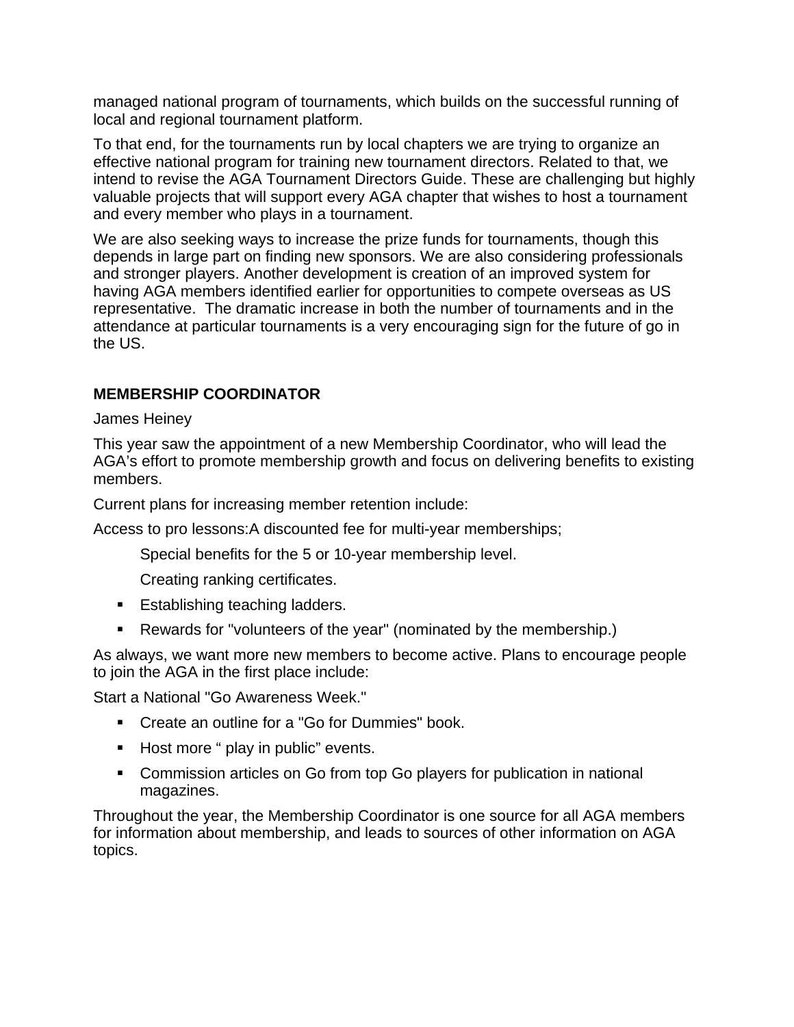managed national program of tournaments, which builds on the successful running of local and regional tournament platform.

To that end, for the tournaments run by local chapters we are trying to organize an effective national program for training new tournament directors. Related to that, we intend to revise the AGA Tournament Directors Guide. These are challenging but highly valuable projects that will support every AGA chapter that wishes to host a tournament and every member who plays in a tournament.

We are also seeking ways to increase the prize funds for tournaments, though this depends in large part on finding new sponsors. We are also considering professionals and stronger players. Another development is creation of an improved system for having AGA members identified earlier for opportunities to compete overseas as US representative. The dramatic increase in both the number of tournaments and in the attendance at particular tournaments is a very encouraging sign for the future of go in the US.

**MEMBERSHIP COORDINATOR**

James Heiney

This year saw the appointment of a new Membership Coordinator, who will lead the AGA's effort to promote membership growth and focus on delivering benefits to existing members.

Current plans for increasing member retention include:

Access to pro lessons:A discounted fee for multi-year memberships;

Special benefits for the 5 or 10-year membership level.

Creating ranking certificates.

- Establishing teaching ladders.
- Rewards for "volunteers of the year" (nominated by the membership.)

As always, we want more new members to become active. Plans to encourage people to join the AGA in the first place include:

Start a National "Go Awareness Week."

- Create an outline for a "Go for Dummies" book.
- Host more " play in public" events.
- Commission articles on Go from top Go players for publication in national magazines.

Throughout the year, the Membership Coordinator is one source for all AGA members for information about membership, and leads to sources of other information on AGA topics.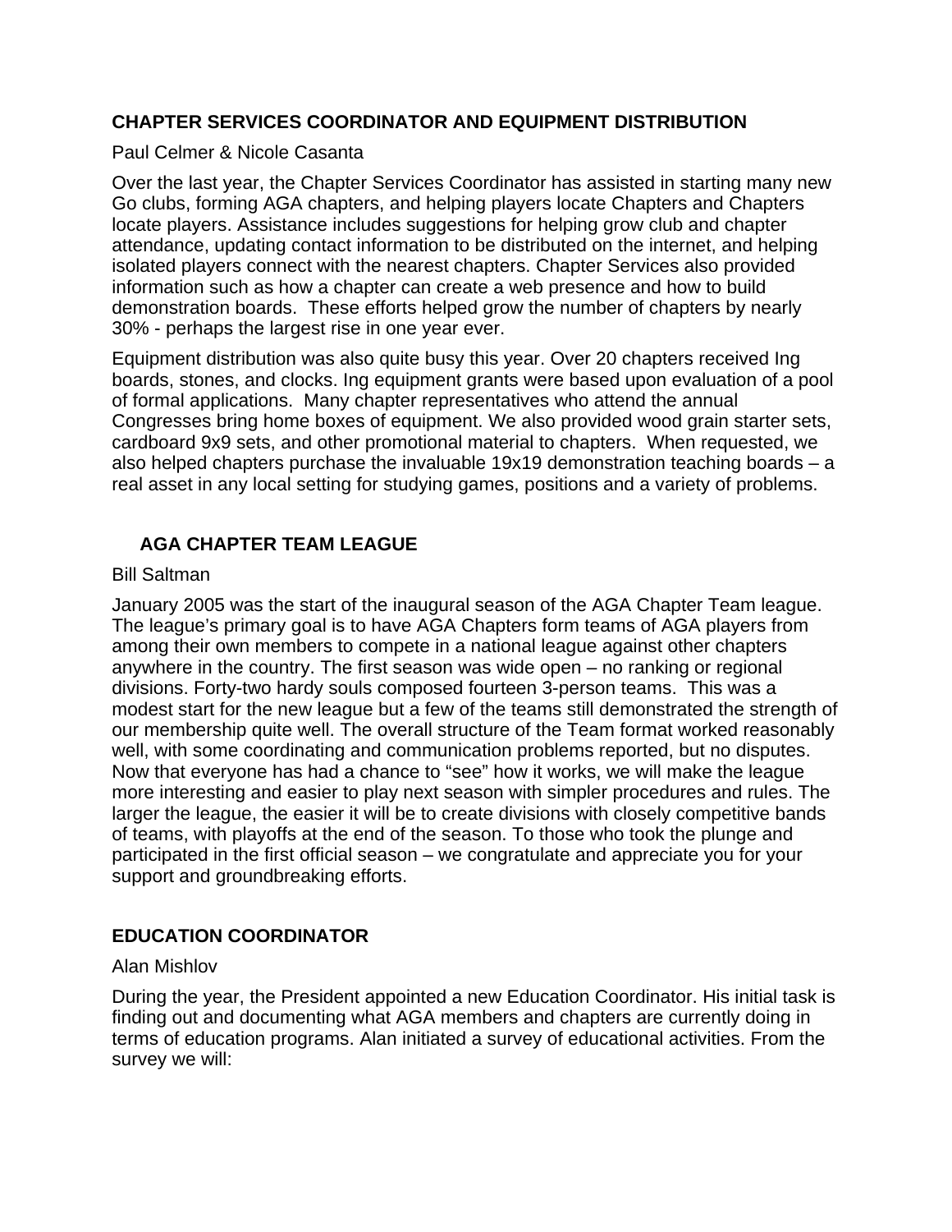## CHAPTER SERVICES COORDINATOR AND EQUIPMENT DISTRIBUTION

Paul Celmer & Nicole Casanta

Over the last year, the Chapter Services Coordinator has assisted in starting many new Go clubs, forming AGA chapters, and helping players locate Chapters and Chapters locate players. Assistance includes suggestions for helping grow club and chapter attendance, updating contact information to be distributed on the internet, and helping isolated players connect with the nearest chapters. Chapter Services also provided information such as how a chapter can create a web presence and how to build demonstration boards. These efforts helped grow the number of chapters by nearly 30% - perhaps the largest rise in one year ever.

Equipment distribution was also quite busy this year. Over 20 chapters received Ing boards, stones, and clocks. Ing equipment grants were based upon evaluation of a pool of formal applications. Many chapter representatives who attend the annual Congresses bring home boxes of equipment. We also provided wood grain starter sets, cardboard 9x9 sets, and other promotional material to chapters. When requested, we also helped chapters purchase the invaluable 19x19 demonstration teaching boards – a real asset in any local setting for studying games, positions and a variety of problems.

## AGA CHAPTER TEAM LEAGUE

Bill Saltman

January 2005 was the start of the inaugural season of the AGA Chapter Team league. The league's primary goal is to have AGA Chapters form teams of AGA players from among their own members to compete in a national league against other chapters anywhere in the country. The first season was wide open – no ranking or regional divisions. Forty-two hardy souls composed fourteen 3-person teams. This was a modest start for the new league but a few of the teams still demonstrated the strength of our membership quite well. The overall structure of the Team format worked reasonably well, with some coordinating and communication problems reported, but no disputes. Now that everyone has had a chance to "see" how it works, we will make the league more interesting and easier to play next season with simpler procedures and rules. The larger the league, the easier it will be to create divisions with closely competitive bands of teams, with playoffs at the end of the season. To those who took the plunge and participated in the first official season – we congratulate and appreciate you for your support and groundbreaking efforts.

## EDUCATION COORDINATOR

Alan Mishlov

During the year, the President appointed a new Education Coordinator. His initial task is finding out and documenting what AGA members and chapters are currently doing in terms of education programs. Alan initiated a survey of educational activities. From the survey we will: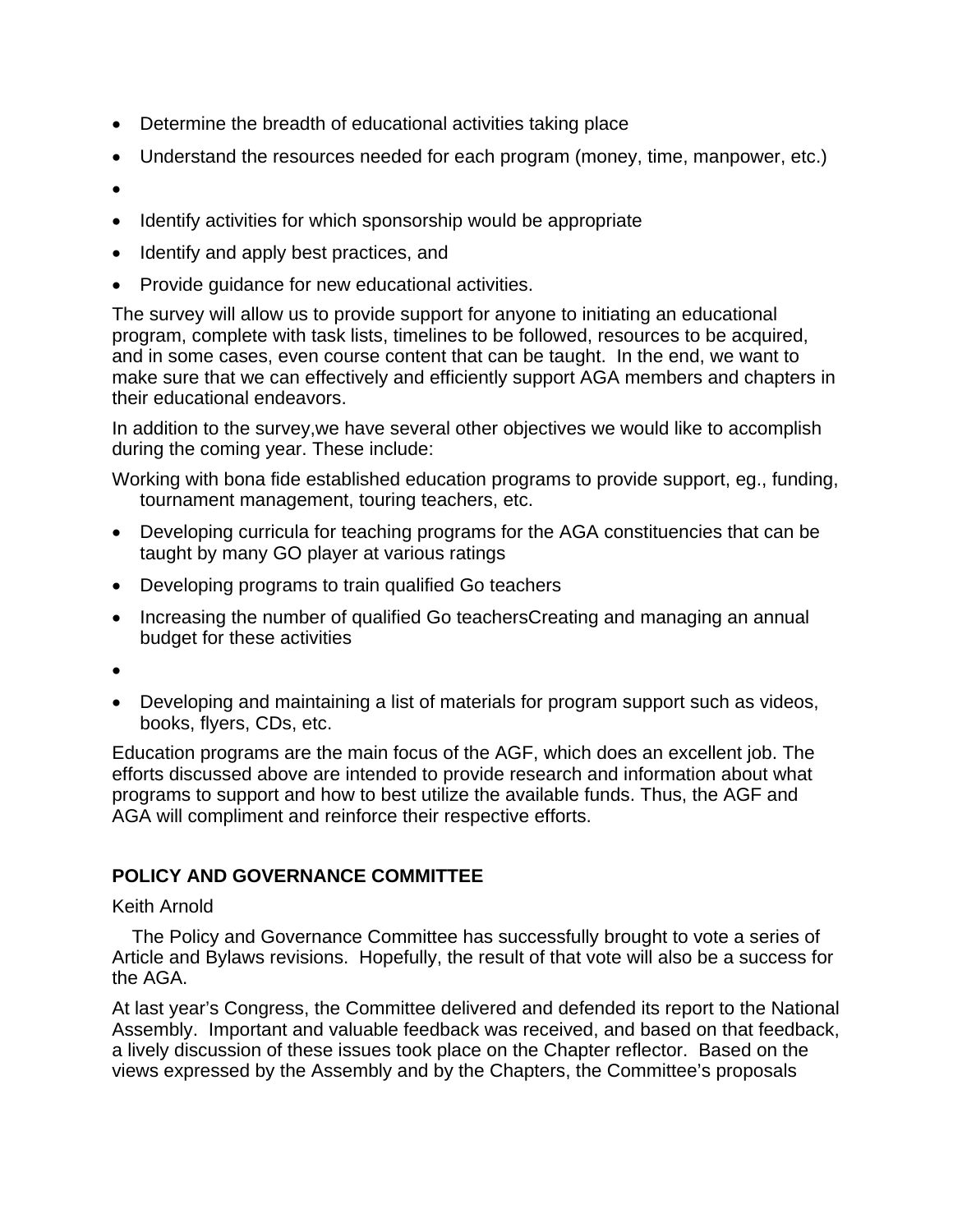- Determine the breadth of educational activities taking place
- Understand the resources needed for each program (money, time, manpower, etc.)
- 
- Identify activities for which sponsorship would be appropriate
- Identify and apply best practices, and
- Provide guidance for new educational activities.

The survey will allow us to provide support for anyone to initiating an educational program, complete with task lists, timelines to be followed, resources to be acquired, and in some cases, even course content that can be taught. In the end, we want to make sure that we can effectively and efficiently support AGA members and chapters in their educational endeavors.

In addition to the survey,we have several other objectives we would like to accomplish during the coming year. These include:

Working with bona fide established education programs to provide support, eg., funding, tournament management, touring teachers, etc.

- Developing curricula for teaching programs for the AGA constituencies that can be taught by many GO player at various ratings
- Developing programs to train qualified Go teachers
- Increasing the number of qualified Go teachersCreating and managing an annual budget for these activities
- 
- Developing and maintaining a list of materials for program support such as videos, books, flyers, CDs, etc.

Education programs are the main focus of the AGF, which does an excellent job. The efforts discussed above are intended to provide research and information about what programs to support and how to best utilize the available funds. Thus, the AGF and AGA will compliment and reinforce their respective efforts.

## POLICY AND GOVERNANCE COMMITTEE

Keith Arnold

The Policy and Governance Committee has successfully brought to vote a series of Article and Bylaws revisions. Hopefully, the result of that vote will also be a success for the AGA.

At last year's Congress, the Committee delivered and defended its report to the National Assembly. Important and valuable feedback was received, and based on that feedback, a lively discussion of these issues took place on the Chapter reflector. Based on the views expressed by the Assembly and by the Chapters, the Committee's proposals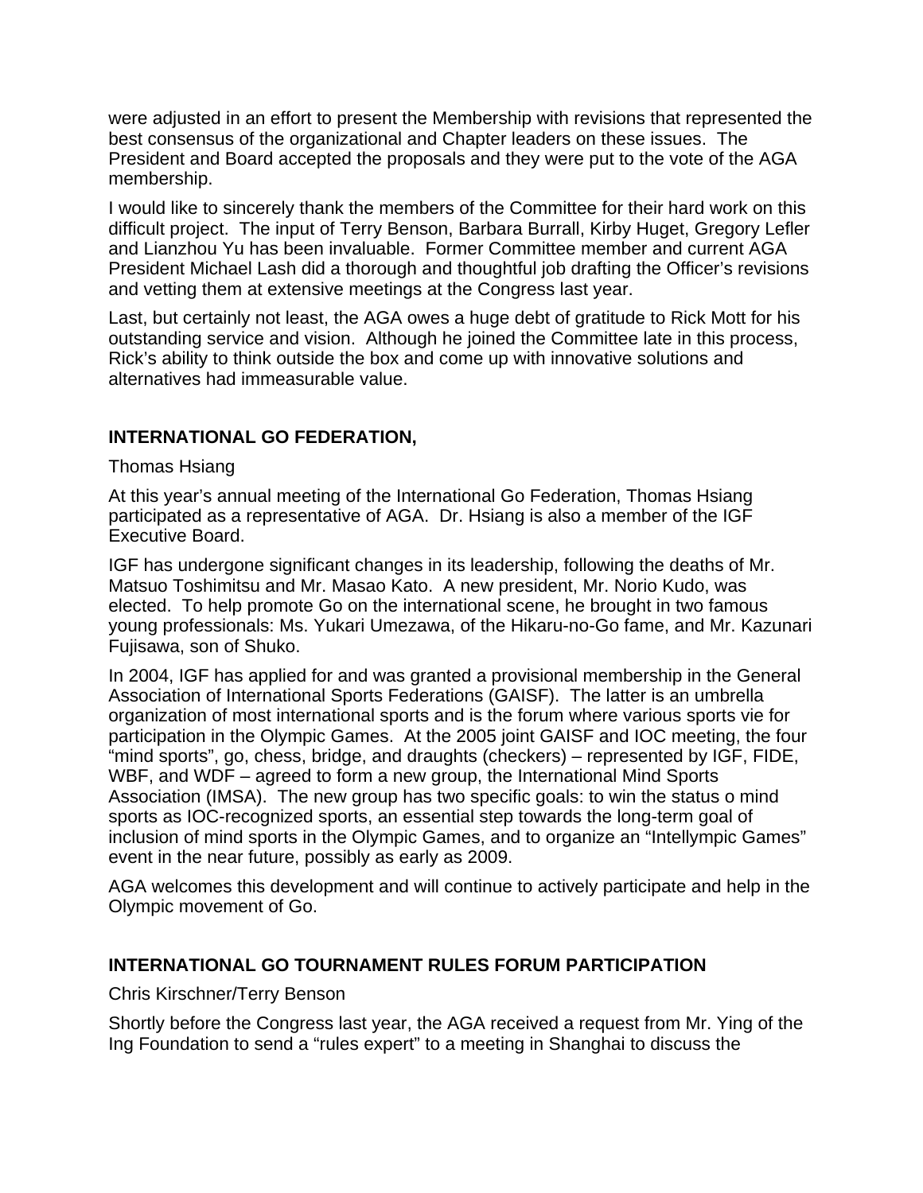were adjusted in an effort to present the Membership with revisions that represented the best consensus of the organizational and Chapter leaders on these issues. The President and Board accepted the proposals and they were put to the vote of the AGA membership.

I would like to sincerely thank the members of the Committee for their hard work on this difficult project. The input of Terry Benson, Barbara Burrall, Kirby Huget, Gregory Lefler and Lianzhou Yu has been invaluable. Former Committee member and current AGA President Michael Lash did a thorough and thoughtful job drafting the Officer's revisions and vetting them at extensive meetings at the Congress last year.

Last, but certainly not least, the AGA owes a huge debt of gratitude to Rick Mott for his outstanding service and vision. Although he joined the Committee late in this process, Rick's ability to think outside the box and come up with innovative solutions and alternatives had immeasurable value.

**INTERNATIONAL GO FEDERATION,**

Thomas Hsiang

At this year's annual meeting of the International Go Federation, Thomas Hsiang participated as a representative of AGA. Dr. Hsiang is also a member of the IGF Executive Board.

IGF has undergone significant changes in its leadership, following the deaths of Mr. Matsuo Toshimitsu and Mr. Masao Kato. A new president, Mr. Norio Kudo, was elected. To help promote Go on the international scene, he brought in two famous young professionals: Ms. Yukari Umezawa, of the Hikaru-no-Go fame, and Mr. Kazunari Fujisawa, son of Shuko.

In 2004, IGF has applied for and was granted a provisional membership in the General Association of International Sports Federations (GAISF). The latter is an umbrella organization of most international sports and is the forum where various sports vie for participation in the Olympic Games. At the 2005 joint GAISF and IOC meeting, the four "mind sports", go, chess, bridge, and draughts (checkers) – represented by IGF, FIDE, WBF, and WDF – agreed to form a new group, the International Mind Sports Association (IMSA). The new group has two specific goals: to win the status o mind sports as IOC-recognized sports, an essential step towards the long-term goal of inclusion of mind sports in the Olympic Games, and to organize an "Intellympic Games" event in the near future, possibly as early as 2009.

AGA welcomes this development and will continue to actively participate and help in the Olympic movement of Go.

**INTERNATIONAL GO TOURNAMENT RULES FORUM PARTICIPATION**

Chris Kirschner/Terry Benson

Shortly before the Congress last year, the AGA received a request from Mr. Ying of the Ing Foundation to send a "rules expert" to a meeting in Shanghai to discuss the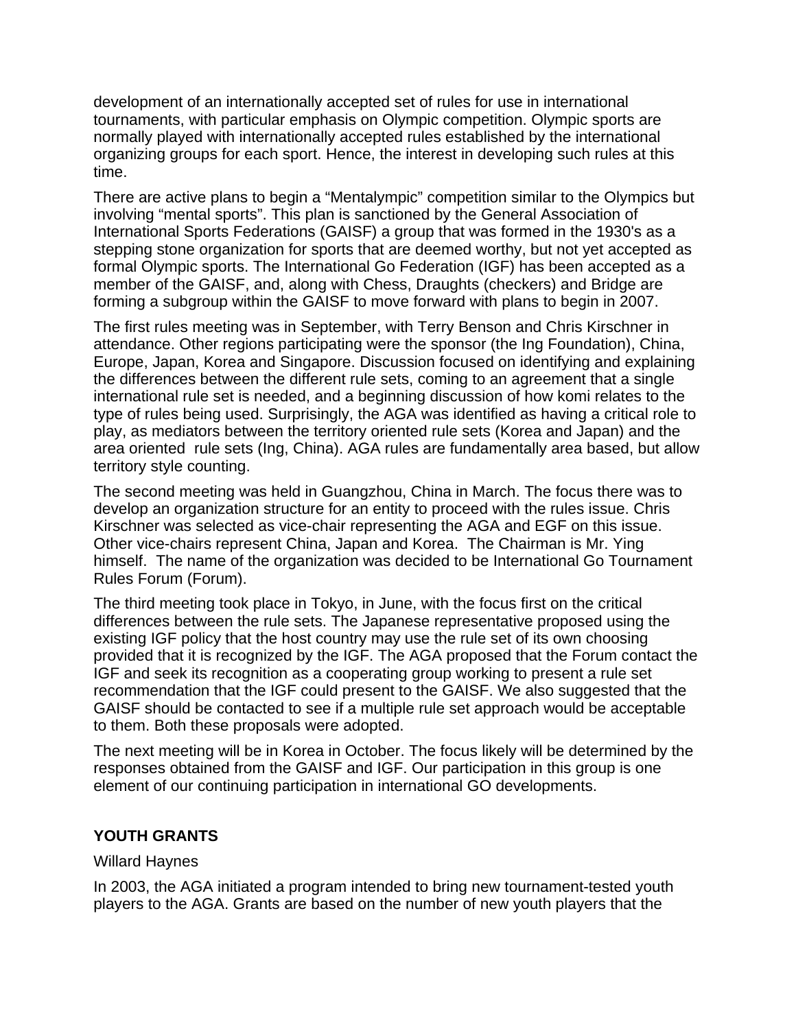development of an internationally accepted set of rules for use in international tournaments, with particular emphasis on Olympic competition. Olympic sports are normally played with internationally accepted rules established by the international organizing groups for each sport. Hence, the interest in developing such rules at this time.

There are active plans to begin a “Mentalympic” competition similar to the Olympics but involving “mental sports”. This plan is sanctioned by the General Association of International Sports Federations (GAISF) a group that was formed in the 1930's as a stepping stone organization for sports that are deemed worthy, but not yet accepted as formal Olympic sports. The International Go Federation (IGF) has been accepted as a member of the GAISF, and, along with Chess, Draughts (checkers) and Bridge are forming a subgroup within the GAISF to move forward with plans to begin in 2007.

The first rules meeting was in September, with Terry Benson and Chris Kirschner in attendance. Other regions participating were the sponsor (the Ing Foundation), China, Europe, Japan, Korea and Singapore. Discussion focused on identifying and explaining the differences between the different rule sets, coming to an agreement that a single international rule set is needed, and a beginning discussion of how komi relates to the type of rules being used. Surprisingly, the AGA was identified as having a critical role to play, as mediators between the territory oriented rule sets (Korea and Japan) and the area oriented rule sets (Ing, China). AGA rules are fundamentally area based, but allow territory style counting.

The second meeting was held in Guangzhou, China in March. The focus there was to develop an organization structure for an entity to proceed with the rules issue. Chris Kirschner was selected as vice-chair representing the AGA and EGF on this issue. Other vice-chairs represent China, Japan and Korea. The Chairman is Mr. Ying himself. The name of the organization was decided to be International Go Tournament Rules Forum (Forum).

The third meeting took place in Tokyo, in June, with the focus first on the critical differences between the rule sets. The Japanese representative proposed using the existing IGF policy that the host country may use the rule set of its own choosing provided that it is recognized by the IGF. The AGA proposed that the Forum contact the IGF and seek its recognition as a cooperating group working to present a rule set recommendation that the IGF could present to the GAISF. We also suggested that the GAISF should be contacted to see if a multiple rule set approach would be acceptable to them. Both these proposals were adopted.

The next meeting will be in Korea in October. The focus likely will be determined by the responses obtained from the GAISF and IGF. Our participation in this group is one element of our continuing participation in international GO developments.

## YOUTH GRANTS

Willard Haynes

In 2003, the AGA initiated a program intended to bring new tournament-tested youth players to the AGA. Grants are based on the number of new youth players that the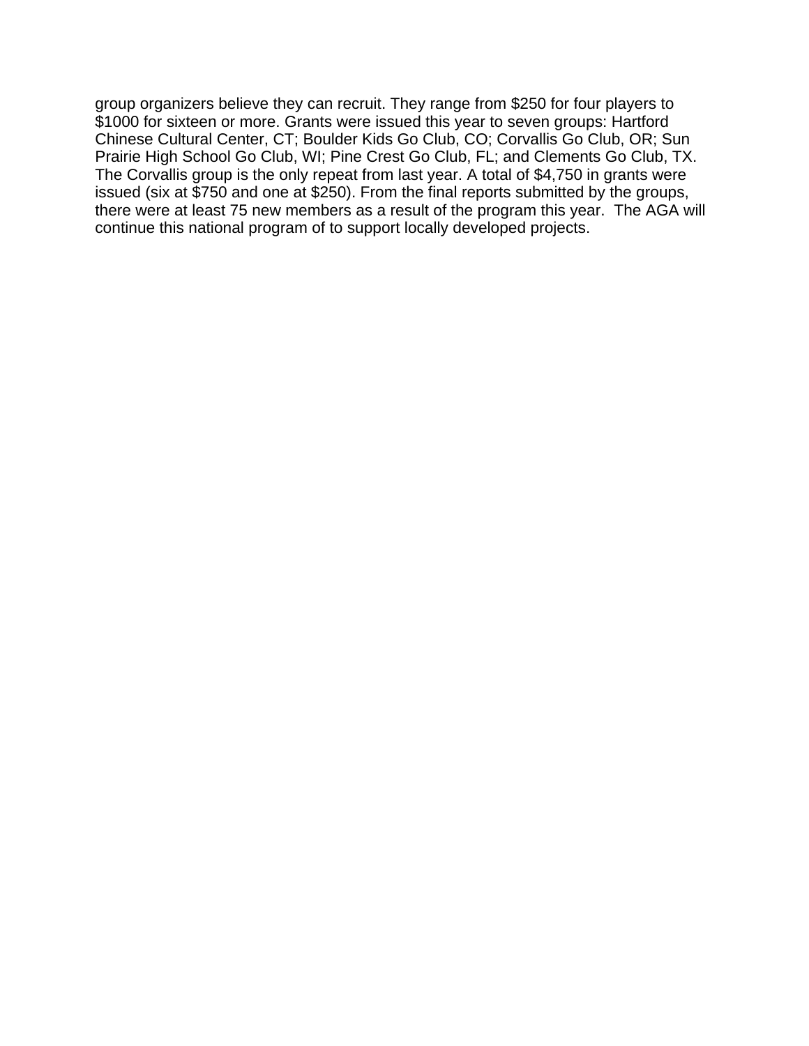group organizers believe they can recruit. They range from $250 for four players to $1000 for sixteen or more. Grants were issued this year to seven groups: Hartford Chinese Cultural Center, CT; Boulder Kids Go Club, CO; Corvallis Go Club, OR; Sun Prairie High School Go Club, WI; Pine Crest Go Club, FL; and Clements Go Club, TX. The Corvallis group is the only repeat from last year. A total of $4,750 in grants were issued (six at $750 and one at $250). From the final reports submitted by the groups, there were at least 75 new members as a result of the program this year. The AGA will continue this national program of to support locally developed projects.